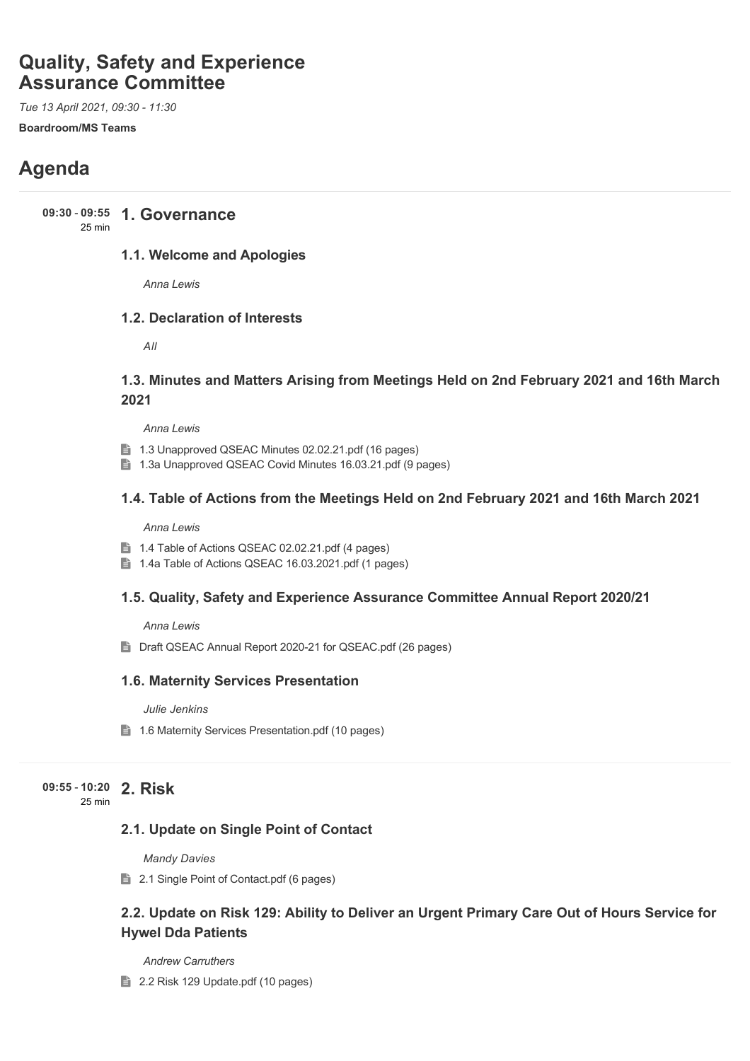# Quality, Safety and Experience Assurance Committee

*Tue 13 April 2021, 09:30 - 11:30*

**Boardroom/MS Teams**

## Agenda

**09:30 - 09:55** 25 min

### 1. Governance

#### 1.1. Welcome and Apologies

*Anna Lewis*

#### 1.2. Declaration of Interests

*All*

#### 1.3. Minutes and Matters Arising from Meetings Held on 2nd February 2021 and 16th March 2021

*Anna Lewis*

- 1.3 Unapproved QSEAC Minutes 02.02.21.pdf (16 pages)
- 1.3a Unapproved QSEAC Covid Minutes 16.03.21.pdf (9 pages)

#### 1.4. Table of Actions from the Meetings Held on 2nd February 2021 and 16th March 2021

*Anna Lewis*

- 1.4 Table of Actions QSEAC 02.02.21.pdf (4 pages)
- 1.4a Table of Actions QSEAC 16.03.2021.pdf (1 pages)

#### 1.5. Quality, Safety and Experience Assurance Committee Annual Report 2020/21

*Anna Lewis*

- Draft QSEAC Annual Report 2020-21 for QSEAC.pdf (26 pages)

#### 1.6. Maternity Services Presentation

*Julie Jenkins*

- 1.6 Maternity Services Presentation.pdf (10 pages)

**09:55 - 10:20** 25 min

### 2. Risk

#### 2.1. Update on Single Point of Contact

*Mandy Davies*

- 2.1 Single Point of Contact.pdf (6 pages)

#### 2.2. Update on Risk 129: Ability to Deliver an Urgent Primary Care Out of Hours Service for Hywel Dda Patients

*Andrew Carruthers*

- 2.2 Risk 129 Update.pdf (10 pages)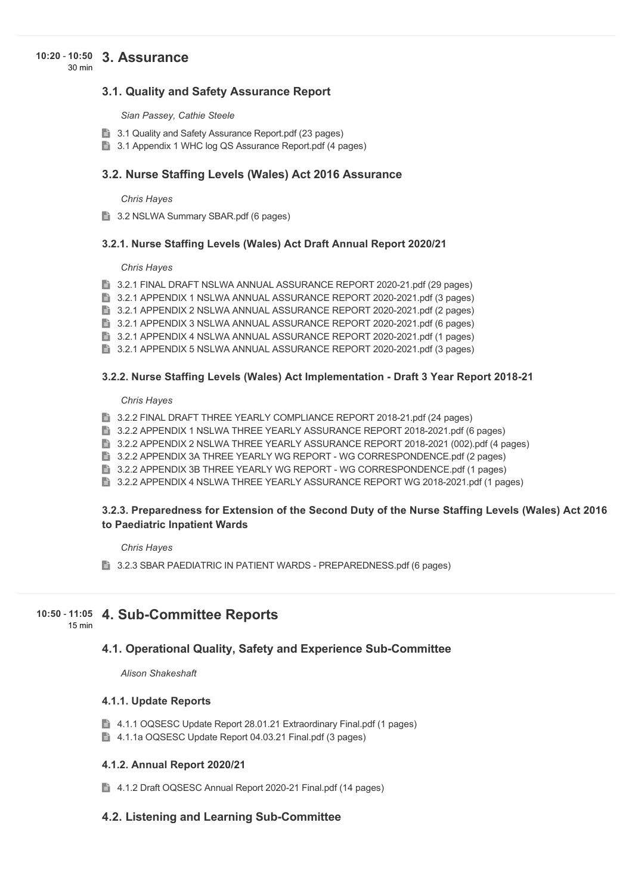10:20 - 10:50
30 min

## 3. Assurance

### 3.1. Quality and Safety Assurance Report

*Sian Passey, Cathie Steele*

- 3.1 Quality and Safety Assurance Report.pdf (23 pages)
- 3.1 Appendix 1 WHC log QS Assurance Report.pdf (4 pages)

### 3.2. Nurse Staffing Levels (Wales) Act 2016 Assurance

*Chris Hayes*

- 3.2 NSLWA Summary SBAR.pdf (6 pages)

#### 3.2.1. Nurse Staffing Levels (Wales) Act Draft Annual Report 2020/21

*Chris Hayes*

- 3.2.1 FINAL DRAFT NSLWA ANNUAL ASSURANCE REPORT 2020-21.pdf (29 pages)
- 3.2.1 APPENDIX 1 NSLWA ANNUAL ASSURANCE REPORT 2020-2021.pdf (3 pages)
- 3.2.1 APPENDIX 2 NSLWA ANNUAL ASSURANCE REPORT 2020-2021.pdf (2 pages)
- 3.2.1 APPENDIX 3 NSLWA ANNUAL ASSURANCE REPORT 2020-2021.pdf (6 pages)
- 3.2.1 APPENDIX 4 NSLWA ANNUAL ASSURANCE REPORT 2020-2021.pdf (1 pages)
- 3.2.1 APPENDIX 5 NSLWA ANNUAL ASSURANCE REPORT 2020-2021.pdf (3 pages)

#### 3.2.2. Nurse Staffing Levels (Wales) Act Implementation - Draft 3 Year Report 2018-21

*Chris Hayes*

- 3.2.2 FINAL DRAFT THREE YEARLY COMPLIANCE REPORT 2018-21.pdf (24 pages)
- 3.2.2 APPENDIX 1 NSLWA THREE YEARLY ASSURANCE REPORT 2018-2021.pdf (6 pages)
- 3.2.2 APPENDIX 2 NSLWA THREE YEARLY ASSURANCE REPORT 2018-2021 (002).pdf (4 pages)
- 3.2.2 APPENDIX 3A THREE YEARLY WG REPORT - WG CORRESPONDENCE.pdf (2 pages)
- 3.2.2 APPENDIX 3B THREE YEARLY WG REPORT - WG CORRESPONDENCE.pdf (1 pages)
- 3.2.2 APPENDIX 4 NSLWA THREE YEARLY ASSURANCE REPORT WG 2018-2021.pdf (1 pages)

#### 3.2.3. Preparedness for Extension of the Second Duty of the Nurse Staffing Levels (Wales) Act 2016 to Paediatric Inpatient Wards

*Chris Hayes*

- 3.2.3 SBAR PAEDIATRIC IN PATIENT WARDS - PREPAREDNESS.pdf (6 pages)

10:50 - 11:05
15 min

## 4. Sub-Committee Reports

### 4.1. Operational Quality, Safety and Experience Sub-Committee

*Alison Shakeshaft*

#### 4.1.1. Update Reports

- 4.1.1 OQSESC Update Report 28.01.21 Extraordinary Final.pdf (1 pages)
- 4.1.1a OQSESC Update Report 04.03.21 Final.pdf (3 pages)

#### 4.1.2. Annual Report 2020/21

- 4.1.2 Draft OQSESC Annual Report 2020-21 Final.pdf (14 pages)

### 4.2. Listening and Learning Sub-Committee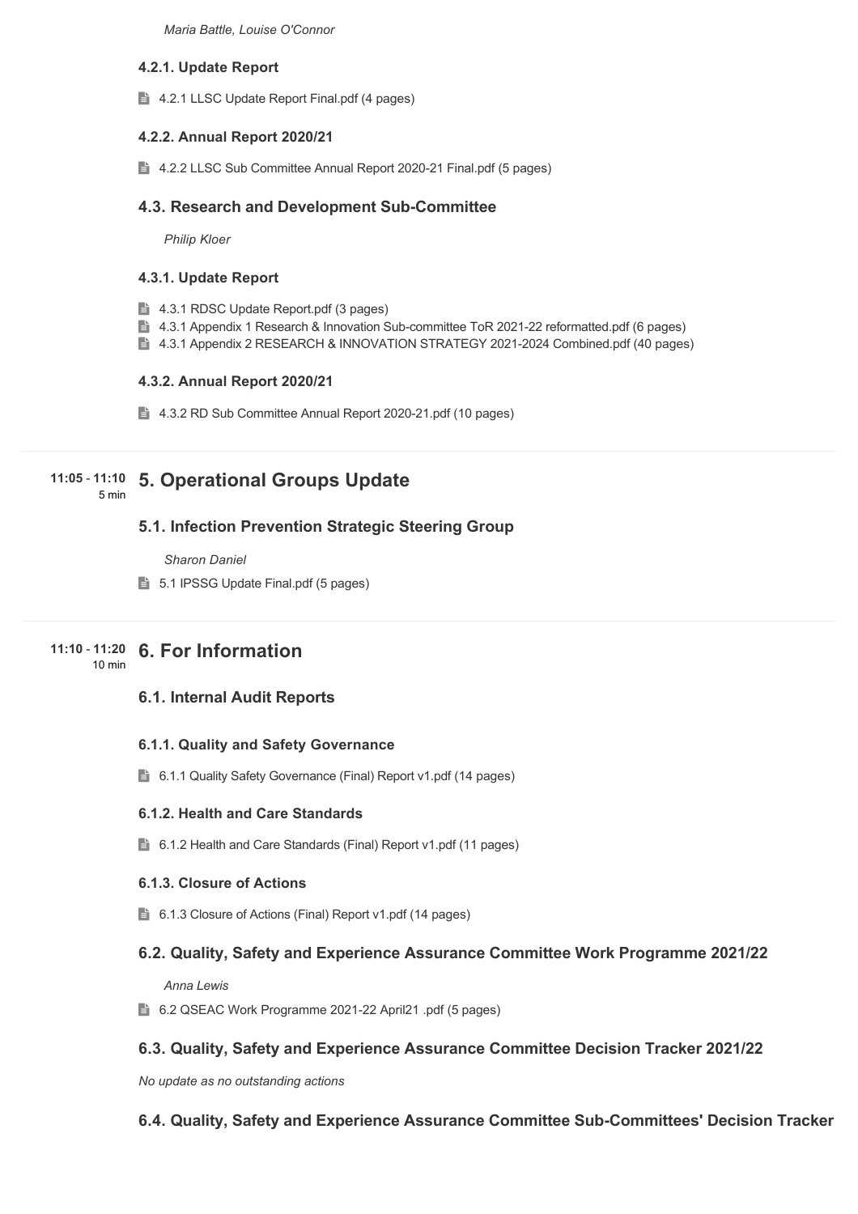*Maria Battle, Louise O'Connor*

#### 4.2.1. Update Report

- 4.2.1 LLSC Update Report Final.pdf (4 pages)

#### 4.2.2. Annual Report 2020/21

- 4.2.2 LLSC Sub Committee Annual Report 2020-21 Final.pdf (5 pages)

### 4.3. Research and Development Sub-Committee

*Philip Kloer*

#### 4.3.1. Update Report

- 4.3.1 RDSC Update Report.pdf (3 pages)
- 4.3.1 Appendix 1 Research & Innovation Sub-committee ToR 2021-22 reformatted.pdf (6 pages)
- 4.3.1 Appendix 2 RESEARCH & INNOVATION STRATEGY 2021-2024 Combined.pdf (40 pages)

#### 4.3.2. Annual Report 2020/21

- 4.3.2 RD Sub Committee Annual Report 2020-21.pdf (10 pages)

---

**11:05 - 11:10** 5 min

## 5. Operational Groups Update

### 5.1. Infection Prevention Strategic Steering Group

*Sharon Daniel*

- 5.1 IPSSG Update Final.pdf (5 pages)

---

**11:10 - 11:20** 10 min

## 6. For Information

### 6.1. Internal Audit Reports

#### 6.1.1. Quality and Safety Governance

- 6.1.1 Quality Safety Governance (Final) Report v1.pdf (14 pages)

#### 6.1.2. Health and Care Standards

- 6.1.2 Health and Care Standards (Final) Report v1.pdf (11 pages)

#### 6.1.3. Closure of Actions

- 6.1.3 Closure of Actions (Final) Report v1.pdf (14 pages)

### 6.2. Quality, Safety and Experience Assurance Committee Work Programme 2021/22

*Anna Lewis*

- 6.2 QSEAC Work Programme 2021-22 April21 .pdf (5 pages)

### 6.3. Quality, Safety and Experience Assurance Committee Decision Tracker 2021/22

*No update as no outstanding actions*

### 6.4. Quality, Safety and Experience Assurance Committee Sub-Committees' Decision Tracker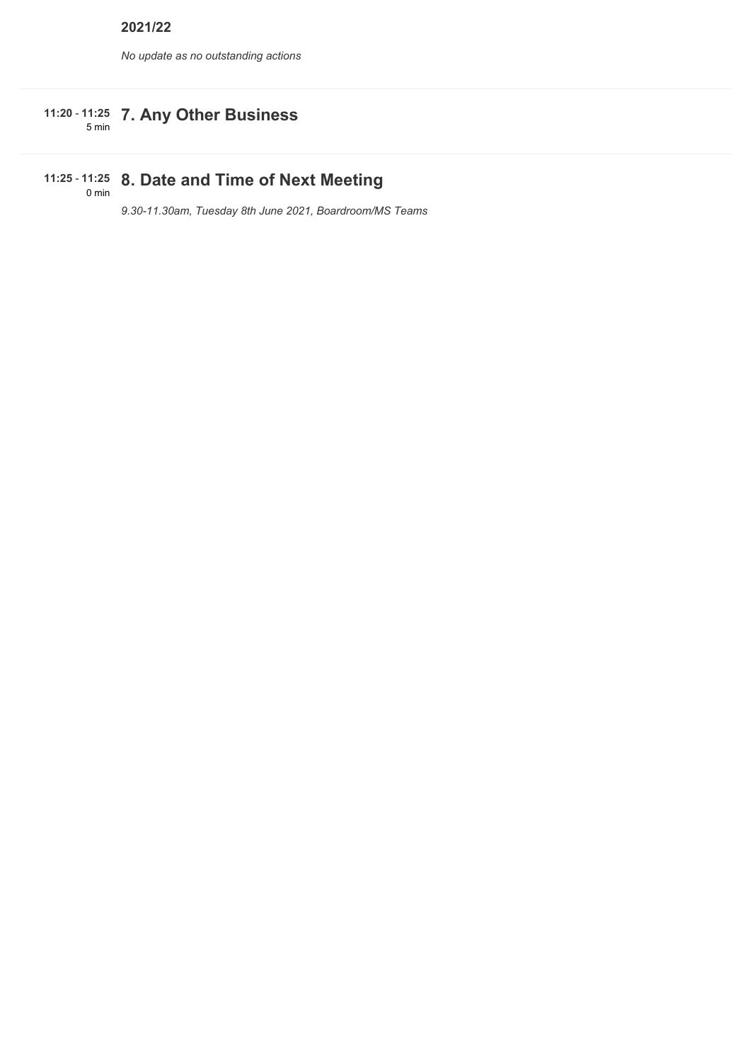**2021/22**

*No update as no outstanding actions*

11:20 - 11:25
5 min

## 7. Any Other Business

11:25 - 11:25
0 min

## 8. Date and Time of Next Meeting

*9.30-11.30am, Tuesday 8th June 2021, Boardroom/MS Teams*